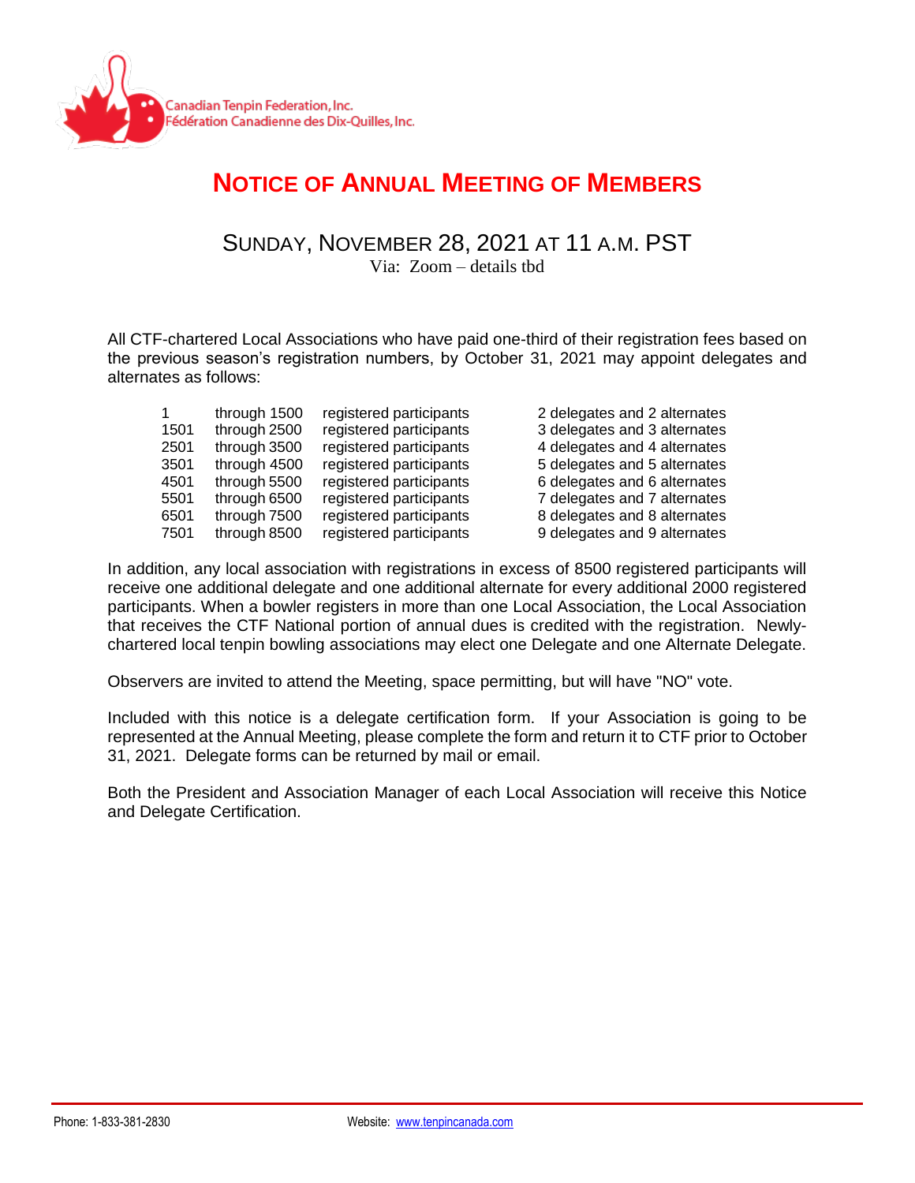Canadian Tenpin Federation, Inc.
Fédération Canadienne des Dix-Quilles, Inc.

# NOTICE OF ANNUAL MEETING OF MEMBERS

## SUNDAY, NOVEMBER 28, 2021 AT 11 A.M. PST

Via: Zoom – details tbd

All CTF-chartered Local Associations who have paid one-third of their registration fees based on the previous season's registration numbers, by October 31, 2021 may appoint delegates and alternates as follows:

| | | | |
|---|---|---|---|
| 1 | through 1500 | registered participants | 2 delegates and 2 alternates |
| 1501 | through 2500 | registered participants | 3 delegates and 3 alternates |
| 2501 | through 3500 | registered participants | 4 delegates and 4 alternates |
| 3501 | through 4500 | registered participants | 5 delegates and 5 alternates |
| 4501 | through 5500 | registered participants | 6 delegates and 6 alternates |
| 5501 | through 6500 | registered participants | 7 delegates and 7 alternates |
| 6501 | through 7500 | registered participants | 8 delegates and 8 alternates |
| 7501 | through 8500 | registered participants | 9 delegates and 9 alternates |

In addition, any local association with registrations in excess of 8500 registered participants will receive one additional delegate and one additional alternate for every additional 2000 registered participants. When a bowler registers in more than one Local Association, the Local Association that receives the CTF National portion of annual dues is credited with the registration. Newly-chartered local tenpin bowling associations may elect one Delegate and one Alternate Delegate.

Observers are invited to attend the Meeting, space permitting, but will have "NO" vote.

Included with this notice is a delegate certification form. If your Association is going to be represented at the Annual Meeting, please complete the form and return it to CTF prior to October 31, 2021. Delegate forms can be returned by mail or email.

Both the President and Association Manager of each Local Association will receive this Notice and Delegate Certification.

Phone: 1-833-381-2830 Website: www.tenpincanada.com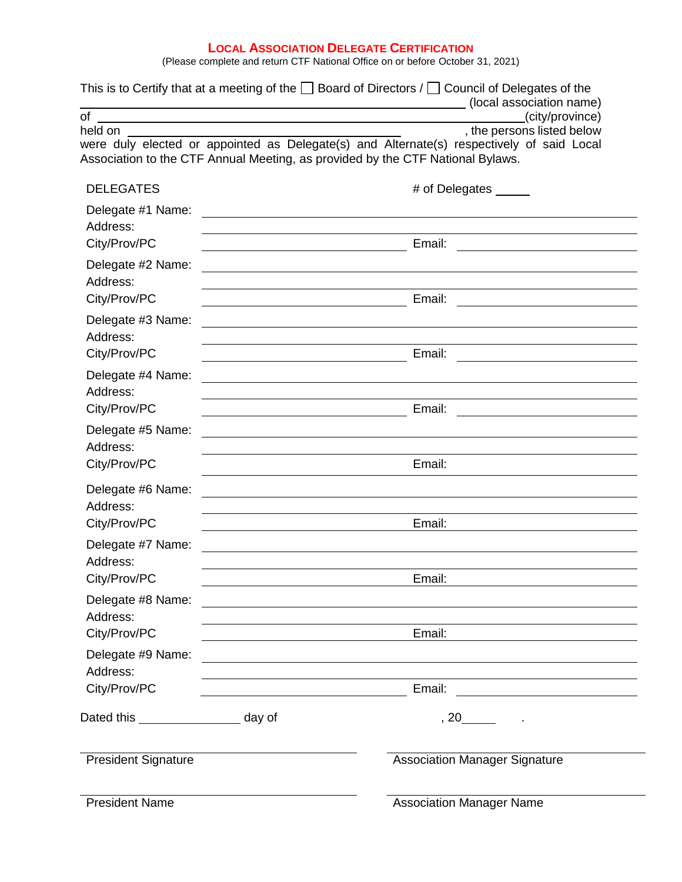## LOCAL ASSOCIATION DELEGATE CERTIFICATION

(Please complete and return CTF National Office on or before October 31, 2021)

This is to Certify that at a meeting of the ☐ Board of Directors / ☐ Council of Delegates of the
\_\_\_\_\_\_\_\_\_\_\_\_\_\_\_\_\_\_\_\_\_\_\_\_\_\_\_\_\_\_\_\_\_\_\_\_\_\_\_\_\_\_\_\_\_\_\_\_ (local association name)
of \_\_\_\_\_\_\_\_\_\_\_\_\_\_\_\_\_\_\_\_\_\_\_\_\_\_\_\_\_\_\_\_\_\_\_\_\_\_\_\_\_\_\_\_\_\_\_\_\_(city/province)
held on \_\_\_\_\_\_\_\_\_\_\_\_\_\_\_\_\_\_\_\_\_\_\_\_\_\_\_\_\_\_\_\_\_\_, the persons listed below were duly elected or appointed as Delegate(s) and Alternate(s) respectively of said Local Association to the CTF Annual Meeting, as provided by the CTF National Bylaws.

DELEGATES # of Delegates \_\_\_\_\_

Delegate #1 Name: \_\_\_\_\_\_\_\_\_\_\_\_\_\_\_\_\_\_\_\_\_\_\_\_\_\_\_\_\_\_
Address: \_\_\_\_\_\_\_\_\_\_\_\_\_\_\_\_\_\_\_\_\_\_\_\_\_\_\_\_\_\_
City/Prov/PC \_\_\_\_\_\_\_\_\_\_\_\_\_\_\_ Email: \_\_\_\_\_\_\_\_\_\_\_\_\_\_\_

Delegate #2 Name: \_\_\_\_\_\_\_\_\_\_\_\_\_\_\_\_\_\_\_\_\_\_\_\_\_\_\_\_\_\_
Address: \_\_\_\_\_\_\_\_\_\_\_\_\_\_\_\_\_\_\_\_\_\_\_\_\_\_\_\_\_\_
City/Prov/PC \_\_\_\_\_\_\_\_\_\_\_\_\_\_\_ Email: \_\_\_\_\_\_\_\_\_\_\_\_\_\_\_

Delegate #3 Name: \_\_\_\_\_\_\_\_\_\_\_\_\_\_\_\_\_\_\_\_\_\_\_\_\_\_\_\_\_\_
Address: \_\_\_\_\_\_\_\_\_\_\_\_\_\_\_\_\_\_\_\_\_\_\_\_\_\_\_\_\_\_
City/Prov/PC \_\_\_\_\_\_\_\_\_\_\_\_\_\_\_ Email: \_\_\_\_\_\_\_\_\_\_\_\_\_\_\_

Delegate #4 Name: \_\_\_\_\_\_\_\_\_\_\_\_\_\_\_\_\_\_\_\_\_\_\_\_\_\_\_\_\_\_
Address: \_\_\_\_\_\_\_\_\_\_\_\_\_\_\_\_\_\_\_\_\_\_\_\_\_\_\_\_\_\_
City/Prov/PC \_\_\_\_\_\_\_\_\_\_\_\_\_\_\_ Email: \_\_\_\_\_\_\_\_\_\_\_\_\_\_\_

Delegate #5 Name: \_\_\_\_\_\_\_\_\_\_\_\_\_\_\_\_\_\_\_\_\_\_\_\_\_\_\_\_\_\_
Address: \_\_\_\_\_\_\_\_\_\_\_\_\_\_\_\_\_\_\_\_\_\_\_\_\_\_\_\_\_\_
City/Prov/PC \_\_\_\_\_\_\_\_\_\_\_\_\_\_\_ Email: \_\_\_\_\_\_\_\_\_\_\_\_\_\_\_

Delegate #6 Name: \_\_\_\_\_\_\_\_\_\_\_\_\_\_\_\_\_\_\_\_\_\_\_\_\_\_\_\_\_\_
Address: \_\_\_\_\_\_\_\_\_\_\_\_\_\_\_\_\_\_\_\_\_\_\_\_\_\_\_\_\_\_
City/Prov/PC \_\_\_\_\_\_\_\_\_\_\_\_\_\_\_ Email: \_\_\_\_\_\_\_\_\_\_\_\_\_\_\_

Delegate #7 Name: \_\_\_\_\_\_\_\_\_\_\_\_\_\_\_\_\_\_\_\_\_\_\_\_\_\_\_\_\_\_
Address: \_\_\_\_\_\_\_\_\_\_\_\_\_\_\_\_\_\_\_\_\_\_\_\_\_\_\_\_\_\_
City/Prov/PC \_\_\_\_\_\_\_\_\_\_\_\_\_\_\_ Email: \_\_\_\_\_\_\_\_\_\_\_\_\_\_\_

Delegate #8 Name: \_\_\_\_\_\_\_\_\_\_\_\_\_\_\_\_\_\_\_\_\_\_\_\_\_\_\_\_\_\_
Address: \_\_\_\_\_\_\_\_\_\_\_\_\_\_\_\_\_\_\_\_\_\_\_\_\_\_\_\_\_\_
City/Prov/PC \_\_\_\_\_\_\_\_\_\_\_\_\_\_\_ Email: \_\_\_\_\_\_\_\_\_\_\_\_\_\_\_

Delegate #9 Name: \_\_\_\_\_\_\_\_\_\_\_\_\_\_\_\_\_\_\_\_\_\_\_\_\_\_\_\_\_\_
Address: \_\_\_\_\_\_\_\_\_\_\_\_\_\_\_\_\_\_\_\_\_\_\_\_\_\_\_\_\_\_
City/Prov/PC \_\_\_\_\_\_\_\_\_\_\_\_\_\_\_ Email: \_\_\_\_\_\_\_\_\_\_\_\_\_\_\_

Dated this \_\_\_\_\_\_\_\_\_\_\_\_ day of \_\_\_\_\_\_\_\_\_\_\_\_\_\_\_, 20\_\_\_\_\_ .

\_\_\_\_\_\_\_\_\_\_\_\_\_\_\_\_\_\_\_\_\_\_\_\_\_\_\_\_\_\_ \_\_\_\_\_\_\_\_\_\_\_\_\_\_\_\_\_\_\_\_\_\_\_\_\_\_\_\_\_\_
President Signature Association Manager Signature

\_\_\_\_\_\_\_\_\_\_\_\_\_\_\_\_\_\_\_\_\_\_\_\_\_\_\_\_\_\_ \_\_\_\_\_\_\_\_\_\_\_\_\_\_\_\_\_\_\_\_\_\_\_\_\_\_\_\_\_\_
President Name Association Manager Name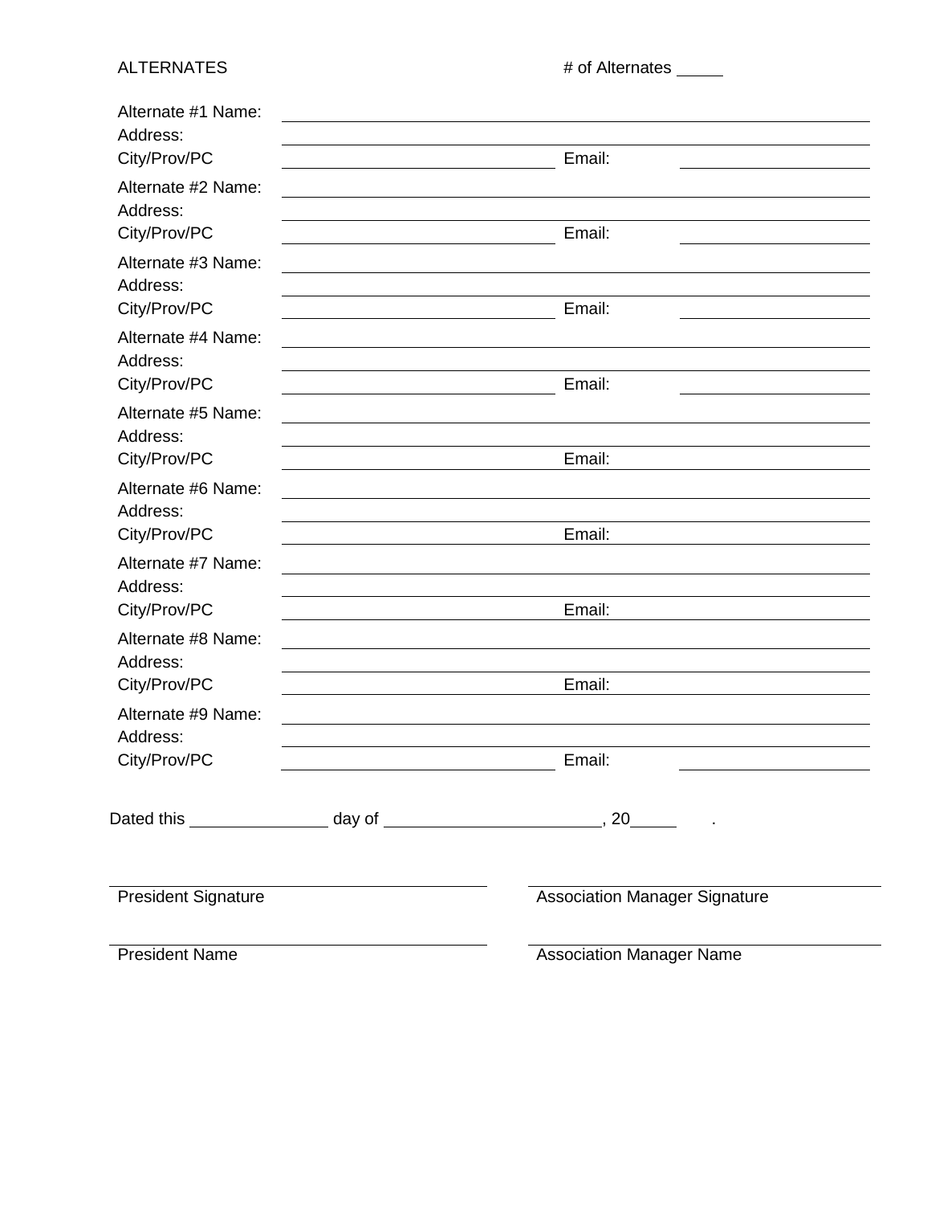ALTERNATES

# of Alternates _____

Alternate #1 Name: ______________________________________________
Address: ______________________________________________
City/Prov/PC ______________________ Email: ______________________

Alternate #2 Name: ______________________________________________
Address: ______________________________________________
City/Prov/PC ______________________ Email: ______________________

Alternate #3 Name: ______________________________________________
Address: ______________________________________________
City/Prov/PC ______________________ Email: ______________________

Alternate #4 Name: ______________________________________________
Address: ______________________________________________
City/Prov/PC ______________________ Email: ______________________

Alternate #5 Name: ______________________________________________
Address: ______________________________________________
City/Prov/PC ______________________ Email: ______________________

Alternate #6 Name: ______________________________________________
Address: ______________________________________________
City/Prov/PC ______________________ Email: ______________________

Alternate #7 Name: ______________________________________________
Address: ______________________________________________
City/Prov/PC ______________________ Email: ______________________

Alternate #8 Name: ______________________________________________
Address: ______________________________________________
City/Prov/PC ______________________ Email: ______________________

Alternate #9 Name: ______________________________________________
Address: ______________________________________________
City/Prov/PC ______________________ Email: ______________________

Dated this ______________ day of ______________________, 20_____ .

______________________________ President Signature

______________________________ Association Manager Signature

______________________________ President Name

______________________________ Association Manager Name